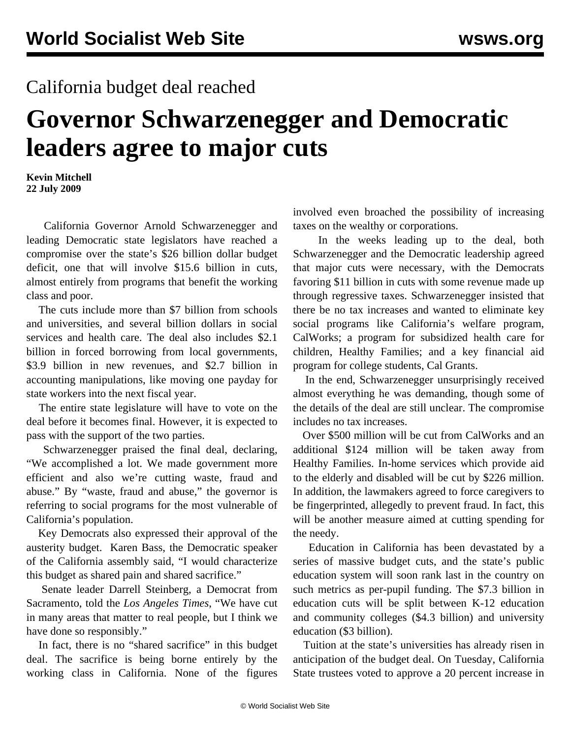# California budget deal reached

# Governor Schwarzenegger and Democratic leaders agree to major cuts

**Kevin Mitchell**
**22 July 2009**

California Governor Arnold Schwarzenegger and leading Democratic state legislators have reached a compromise over the state's $26 billion dollar budget deficit, one that will involve $15.6 billion in cuts, almost entirely from programs that benefit the working class and poor.

The cuts include more than $7 billion from schools and universities, and several billion dollars in social services and health care. The deal also includes $2.1 billion in forced borrowing from local governments, $3.9 billion in new revenues, and $2.7 billion in accounting manipulations, like moving one payday for state workers into the next fiscal year.

The entire state legislature will have to vote on the deal before it becomes final. However, it is expected to pass with the support of the two parties.

Schwarzenegger praised the final deal, declaring, "We accomplished a lot. We made government more efficient and also we're cutting waste, fraud and abuse." By "waste, fraud and abuse," the governor is referring to social programs for the most vulnerable of California's population.

Key Democrats also expressed their approval of the austerity budget. Karen Bass, the Democratic speaker of the California assembly said, "I would characterize this budget as shared pain and shared sacrifice."

Senate leader Darrell Steinberg, a Democrat from Sacramento, told the *Los Angeles Times*, "We have cut in many areas that matter to real people, but I think we have done so responsibly."

In fact, there is no "shared sacrifice" in this budget deal. The sacrifice is being borne entirely by the working class in California. None of the figures involved even broached the possibility of increasing taxes on the wealthy or corporations.

In the weeks leading up to the deal, both Schwarzenegger and the Democratic leadership agreed that major cuts were necessary, with the Democrats favoring $11 billion in cuts with some revenue made up through regressive taxes. Schwarzenegger insisted that there be no tax increases and wanted to eliminate key social programs like California's welfare program, CalWorks; a program for subsidized health care for children, Healthy Families; and a key financial aid program for college students, Cal Grants.

In the end, Schwarzenegger unsurprisingly received almost everything he was demanding, though some of the details of the deal are still unclear. The compromise includes no tax increases.

Over $500 million will be cut from CalWorks and an additional $124 million will be taken away from Healthy Families. In-home services which provide aid to the elderly and disabled will be cut by $226 million. In addition, the lawmakers agreed to force caregivers to be fingerprinted, allegedly to prevent fraud. In fact, this will be another measure aimed at cutting spending for the needy.

Education in California has been devastated by a series of massive budget cuts, and the state's public education system will soon rank last in the country on such metrics as per-pupil funding. The $7.3 billion in education cuts will be split between K-12 education and community colleges ($4.3 billion) and university education ($3 billion).

Tuition at the state's universities has already risen in anticipation of the budget deal. On Tuesday, California State trustees voted to approve a 20 percent increase in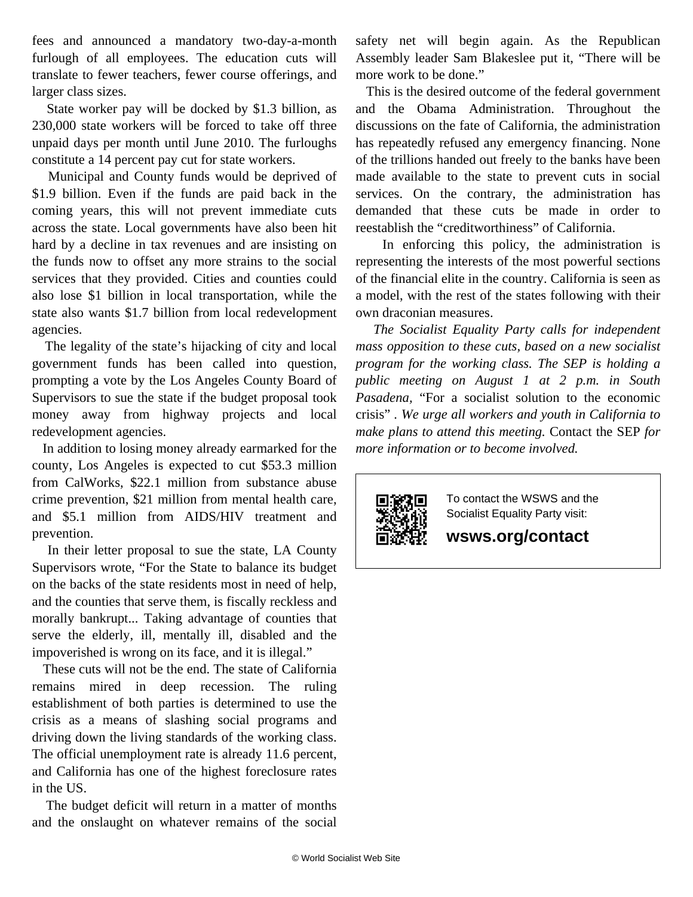fees and announced a mandatory two-day-a-month furlough of all employees. The education cuts will translate to fewer teachers, fewer course offerings, and larger class sizes.

State worker pay will be docked by $1.3 billion, as 230,000 state workers will be forced to take off three unpaid days per month until June 2010. The furloughs constitute a 14 percent pay cut for state workers.

Municipal and County funds would be deprived of $1.9 billion. Even if the funds are paid back in the coming years, this will not prevent immediate cuts across the state. Local governments have also been hit hard by a decline in tax revenues and are insisting on the funds now to offset any more strains to the social services that they provided. Cities and counties could also lose $1 billion in local transportation, while the state also wants $1.7 billion from local redevelopment agencies.

The legality of the state's hijacking of city and local government funds has been called into question, prompting a vote by the Los Angeles County Board of Supervisors to sue the state if the budget proposal took money away from highway projects and local redevelopment agencies.

In addition to losing money already earmarked for the county, Los Angeles is expected to cut $53.3 million from CalWorks, $22.1 million from substance abuse crime prevention, $21 million from mental health care, and $5.1 million from AIDS/HIV treatment and prevention.

In their letter proposal to sue the state, LA County Supervisors wrote, "For the State to balance its budget on the backs of the state residents most in need of help, and the counties that serve them, is fiscally reckless and morally bankrupt... Taking advantage of counties that serve the elderly, ill, mentally ill, disabled and the impoverished is wrong on its face, and it is illegal."

These cuts will not be the end. The state of California remains mired in deep recession. The ruling establishment of both parties is determined to use the crisis as a means of slashing social programs and driving down the living standards of the working class. The official unemployment rate is already 11.6 percent, and California has one of the highest foreclosure rates in the US.

The budget deficit will return in a matter of months and the onslaught on whatever remains of the social safety net will begin again. As the Republican Assembly leader Sam Blakeslee put it, "There will be more work to be done."

This is the desired outcome of the federal government and the Obama Administration. Throughout the discussions on the fate of California, the administration has repeatedly refused any emergency financing. None of the trillions handed out freely to the banks have been made available to the state to prevent cuts in social services. On the contrary, the administration has demanded that these cuts be made in order to reestablish the "creditworthiness" of California.

In enforcing this policy, the administration is representing the interests of the most powerful sections of the financial elite in the country. California is seen as a model, with the rest of the states following with their own draconian measures.

*The Socialist Equality Party calls for independent mass opposition to these cuts, based on a new socialist program for the working class. The SEP is holding a public meeting on August 1 at 2 p.m. in South Pasadena,* "For a socialist solution to the economic crisis" . *We urge all workers and youth in California to make plans to attend this meeting.* Contact the SEP *for more information or to become involved.*

To contact the WSWS and the Socialist Equality Party visit:

**wsws.org/contact**